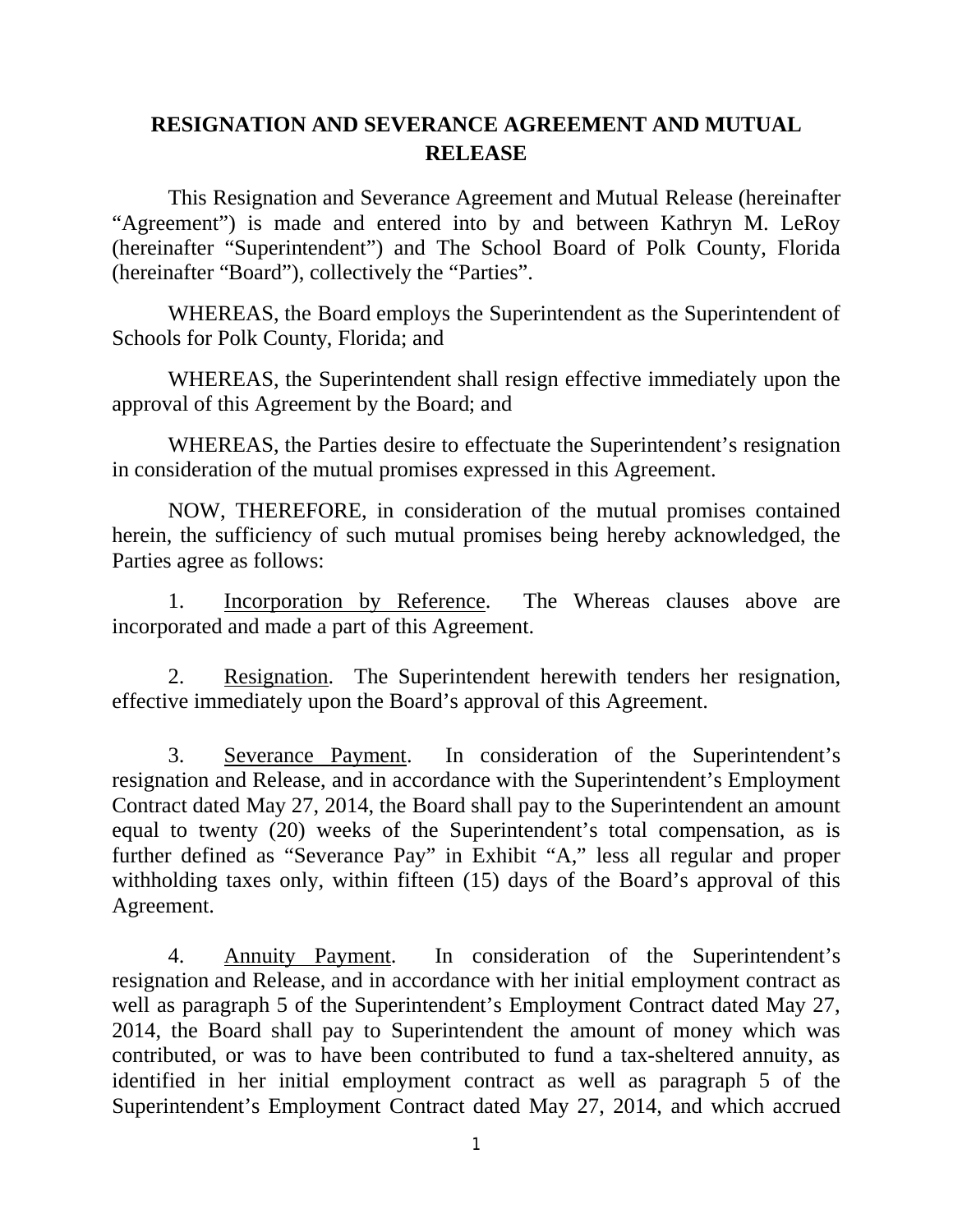# RESIGNATION AND SEVERANCE AGREEMENT AND MUTUAL RELEASE

This Resignation and Severance Agreement and Mutual Release (hereinafter "Agreement") is made and entered into by and between Kathryn M. LeRoy (hereinafter "Superintendent") and The School Board of Polk County, Florida (hereinafter "Board"), collectively the "Parties".

WHEREAS, the Board employs the Superintendent as the Superintendent of Schools for Polk County, Florida; and

WHEREAS, the Superintendent shall resign effective immediately upon the approval of this Agreement by the Board; and

WHEREAS, the Parties desire to effectuate the Superintendent's resignation in consideration of the mutual promises expressed in this Agreement.

NOW, THEREFORE, in consideration of the mutual promises contained herein, the sufficiency of such mutual promises being hereby acknowledged, the Parties agree as follows:

1. Incorporation by Reference. The Whereas clauses above are incorporated and made a part of this Agreement.

2. Resignation. The Superintendent herewith tenders her resignation, effective immediately upon the Board's approval of this Agreement.

3. Severance Payment. In consideration of the Superintendent's resignation and Release, and in accordance with the Superintendent's Employment Contract dated May 27, 2014, the Board shall pay to the Superintendent an amount equal to twenty (20) weeks of the Superintendent's total compensation, as is further defined as "Severance Pay" in Exhibit "A," less all regular and proper withholding taxes only, within fifteen (15) days of the Board's approval of this Agreement.

4. Annuity Payment. In consideration of the Superintendent's resignation and Release, and in accordance with her initial employment contract as well as paragraph 5 of the Superintendent's Employment Contract dated May 27, 2014, the Board shall pay to Superintendent the amount of money which was contributed, or was to have been contributed to fund a tax-sheltered annuity, as identified in her initial employment contract as well as paragraph 5 of the Superintendent's Employment Contract dated May 27, 2014, and which accrued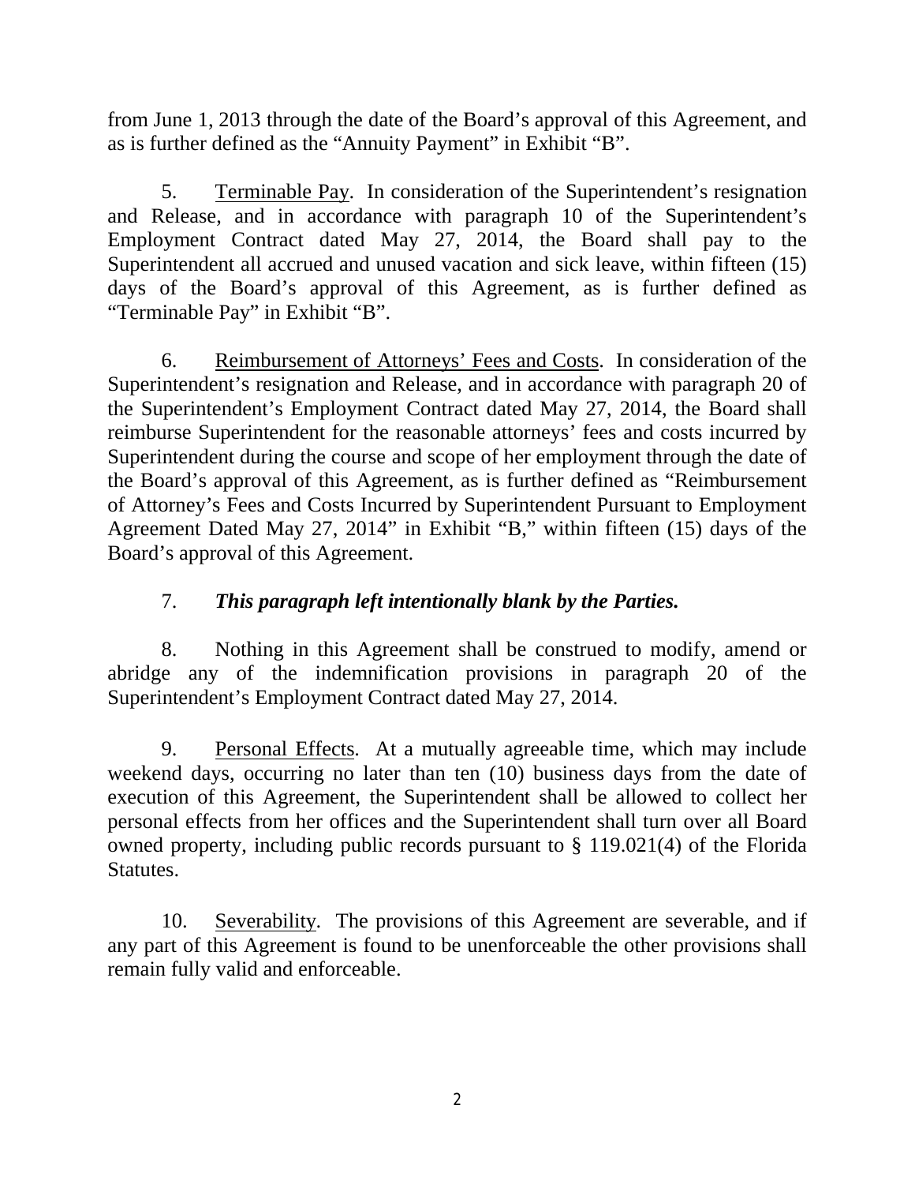from June 1, 2013 through the date of the Board's approval of this Agreement, and as is further defined as the "Annuity Payment" in Exhibit "B".

5. Terminable Pay. In consideration of the Superintendent's resignation and Release, and in accordance with paragraph 10 of the Superintendent's Employment Contract dated May 27, 2014, the Board shall pay to the Superintendent all accrued and unused vacation and sick leave, within fifteen (15) days of the Board's approval of this Agreement, as is further defined as "Terminable Pay" in Exhibit "B".

6. Reimbursement of Attorneys' Fees and Costs. In consideration of the Superintendent's resignation and Release, and in accordance with paragraph 20 of the Superintendent's Employment Contract dated May 27, 2014, the Board shall reimburse Superintendent for the reasonable attorneys' fees and costs incurred by Superintendent during the course and scope of her employment through the date of the Board's approval of this Agreement, as is further defined as "Reimbursement of Attorney's Fees and Costs Incurred by Superintendent Pursuant to Employment Agreement Dated May 27, 2014" in Exhibit "B," within fifteen (15) days of the Board's approval of this Agreement.

7. ***This paragraph left intentionally blank by the Parties.***

8. Nothing in this Agreement shall be construed to modify, amend or abridge any of the indemnification provisions in paragraph 20 of the Superintendent's Employment Contract dated May 27, 2014.

9. Personal Effects. At a mutually agreeable time, which may include weekend days, occurring no later than ten (10) business days from the date of execution of this Agreement, the Superintendent shall be allowed to collect her personal effects from her offices and the Superintendent shall turn over all Board owned property, including public records pursuant to § 119.021(4) of the Florida Statutes.

10. Severability. The provisions of this Agreement are severable, and if any part of this Agreement is found to be unenforceable the other provisions shall remain fully valid and enforceable.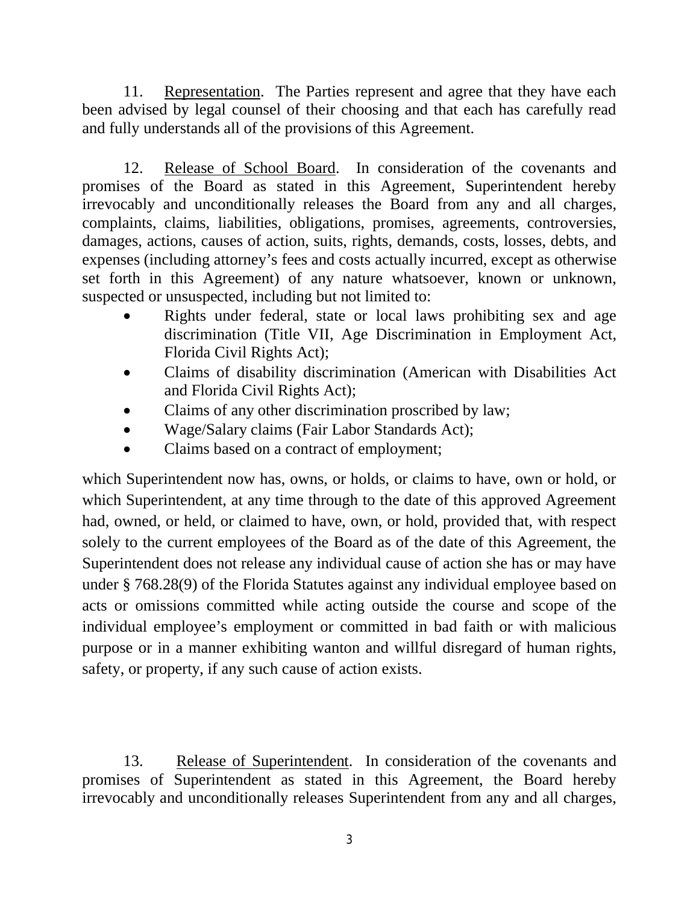11. Representation. The Parties represent and agree that they have each been advised by legal counsel of their choosing and that each has carefully read and fully understands all of the provisions of this Agreement.

12. Release of School Board. In consideration of the covenants and promises of the Board as stated in this Agreement, Superintendent hereby irrevocably and unconditionally releases the Board from any and all charges, complaints, claims, liabilities, obligations, promises, agreements, controversies, damages, actions, causes of action, suits, rights, demands, costs, losses, debts, and expenses (including attorney's fees and costs actually incurred, except as otherwise set forth in this Agreement) of any nature whatsoever, known or unknown, suspected or unsuspected, including but not limited to:

- Rights under federal, state or local laws prohibiting sex and age discrimination (Title VII, Age Discrimination in Employment Act, Florida Civil Rights Act);
- Claims of disability discrimination (American with Disabilities Act and Florida Civil Rights Act);
- Claims of any other discrimination proscribed by law;
- Wage/Salary claims (Fair Labor Standards Act);
- Claims based on a contract of employment;

which Superintendent now has, owns, or holds, or claims to have, own or hold, or which Superintendent, at any time through to the date of this approved Agreement had, owned, or held, or claimed to have, own, or hold, provided that, with respect solely to the current employees of the Board as of the date of this Agreement, the Superintendent does not release any individual cause of action she has or may have under § 768.28(9) of the Florida Statutes against any individual employee based on acts or omissions committed while acting outside the course and scope of the individual employee's employment or committed in bad faith or with malicious purpose or in a manner exhibiting wanton and willful disregard of human rights, safety, or property, if any such cause of action exists.

13. Release of Superintendent. In consideration of the covenants and promises of Superintendent as stated in this Agreement, the Board hereby irrevocably and unconditionally releases Superintendent from any and all charges,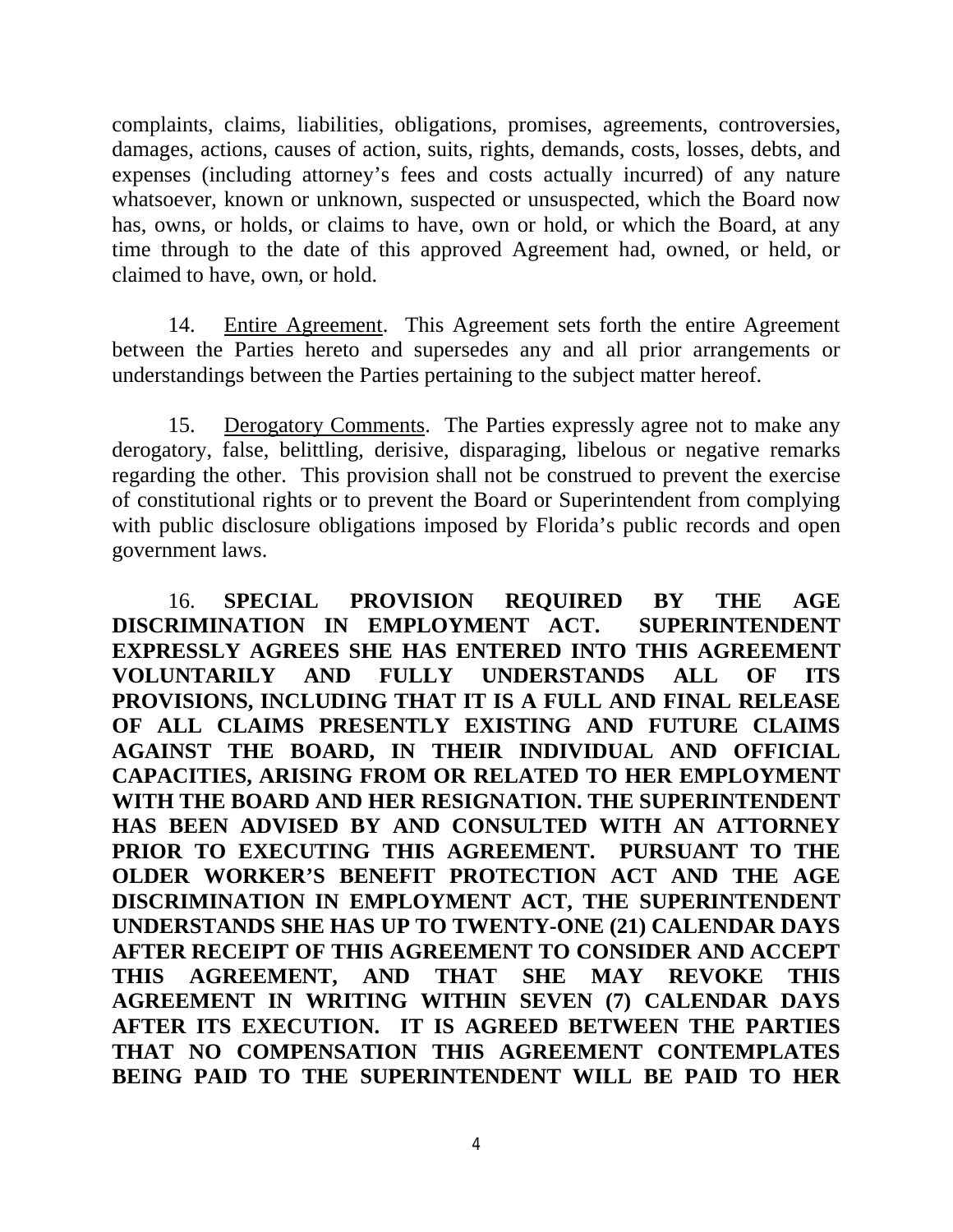complaints, claims, liabilities, obligations, promises, agreements, controversies, damages, actions, causes of action, suits, rights, demands, costs, losses, debts, and expenses (including attorney's fees and costs actually incurred) of any nature whatsoever, known or unknown, suspected or unsuspected, which the Board now has, owns, or holds, or claims to have, own or hold, or which the Board, at any time through to the date of this approved Agreement had, owned, or held, or claimed to have, own, or hold.

14. Entire Agreement. This Agreement sets forth the entire Agreement between the Parties hereto and supersedes any and all prior arrangements or understandings between the Parties pertaining to the subject matter hereof.

15. Derogatory Comments. The Parties expressly agree not to make any derogatory, false, belittling, derisive, disparaging, libelous or negative remarks regarding the other. This provision shall not be construed to prevent the exercise of constitutional rights or to prevent the Board or Superintendent from complying with public disclosure obligations imposed by Florida's public records and open government laws.

16. **SPECIAL PROVISION REQUIRED BY THE AGE DISCRIMINATION IN EMPLOYMENT ACT. SUPERINTENDENT EXPRESSLY AGREES SHE HAS ENTERED INTO THIS AGREEMENT VOLUNTARILY AND FULLY UNDERSTANDS ALL OF ITS PROVISIONS, INCLUDING THAT IT IS A FULL AND FINAL RELEASE OF ALL CLAIMS PRESENTLY EXISTING AND FUTURE CLAIMS AGAINST THE BOARD, IN THEIR INDIVIDUAL AND OFFICIAL CAPACITIES, ARISING FROM OR RELATED TO HER EMPLOYMENT WITH THE BOARD AND HER RESIGNATION. THE SUPERINTENDENT HAS BEEN ADVISED BY AND CONSULTED WITH AN ATTORNEY PRIOR TO EXECUTING THIS AGREEMENT. PURSUANT TO THE OLDER WORKER'S BENEFIT PROTECTION ACT AND THE AGE DISCRIMINATION IN EMPLOYMENT ACT, THE SUPERINTENDENT UNDERSTANDS SHE HAS UP TO TWENTY-ONE (21) CALENDAR DAYS AFTER RECEIPT OF THIS AGREEMENT TO CONSIDER AND ACCEPT THIS AGREEMENT, AND THAT SHE MAY REVOKE THIS AGREEMENT IN WRITING WITHIN SEVEN (7) CALENDAR DAYS AFTER ITS EXECUTION. IT IS AGREED BETWEEN THE PARTIES THAT NO COMPENSATION THIS AGREEMENT CONTEMPLATES BEING PAID TO THE SUPERINTENDENT WILL BE PAID TO HER**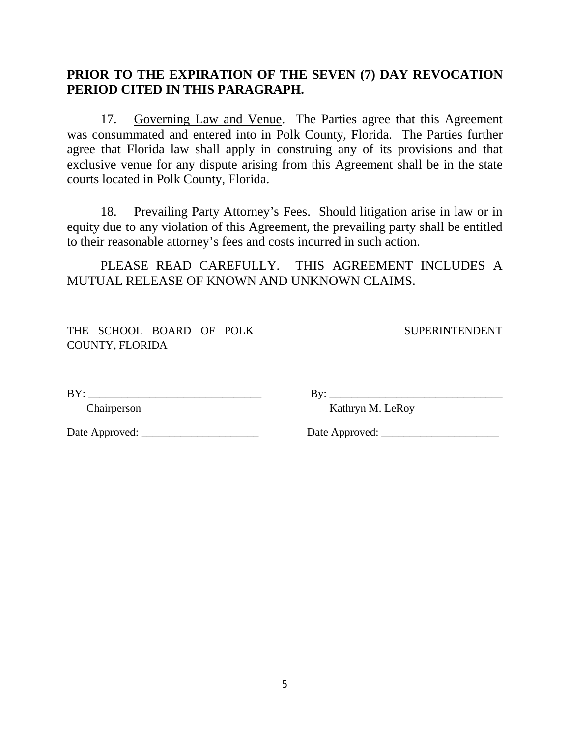**PRIOR TO THE EXPIRATION OF THE SEVEN (7) DAY REVOCATION PERIOD CITED IN THIS PARAGRAPH.**

17. Governing Law and Venue. The Parties agree that this Agreement was consummated and entered into in Polk County, Florida. The Parties further agree that Florida law shall apply in construing any of its provisions and that exclusive venue for any dispute arising from this Agreement shall be in the state courts located in Polk County, Florida.

18. Prevailing Party Attorney's Fees. Should litigation arise in law or in equity due to any violation of this Agreement, the prevailing party shall be entitled to their reasonable attorney's fees and costs incurred in such action.

PLEASE READ CAREFULLY. THIS AGREEMENT INCLUDES A MUTUAL RELEASE OF KNOWN AND UNKNOWN CLAIMS.

| THE SCHOOL BOARD OF POLK COUNTY, FLORIDA | SUPERINTENDENT |
|---|---|
| BY: _______________________________ | By: _______________________________ |
| Chairperson | Kathryn M. LeRoy |
| Date Approved: _____________________ | Date Approved: _____________________ |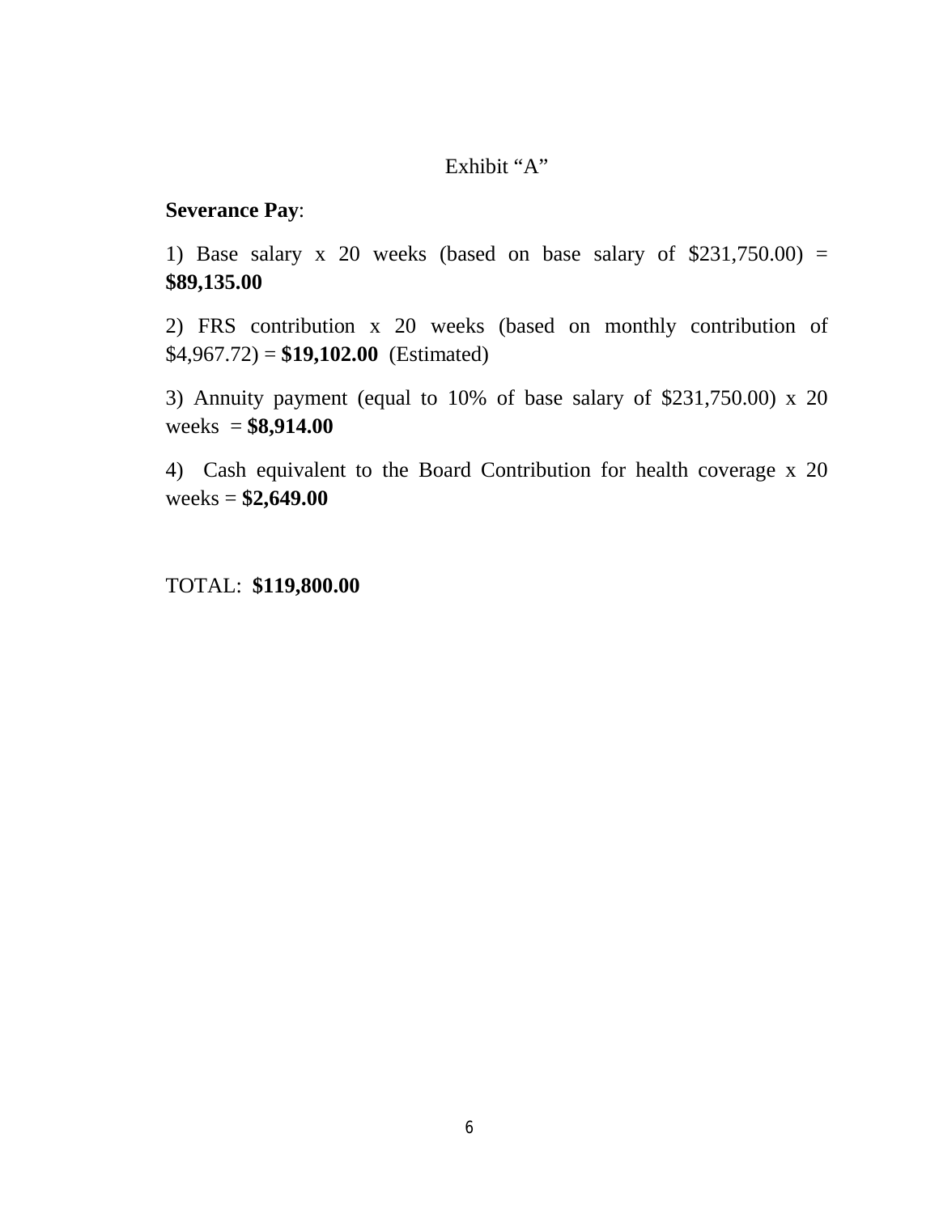Exhibit "A"

**Severance Pay**:

1) Base salary x 20 weeks (based on base salary of $231,750.00) = **$89,135.00**

2) FRS contribution x 20 weeks (based on monthly contribution of $4,967.72) = **$19,102.00** (Estimated)

3) Annuity payment (equal to 10% of base salary of $231,750.00) x 20 weeks = **$8,914.00**

4) Cash equivalent to the Board Contribution for health coverage x 20 weeks = **$2,649.00**

TOTAL: **$119,800.00**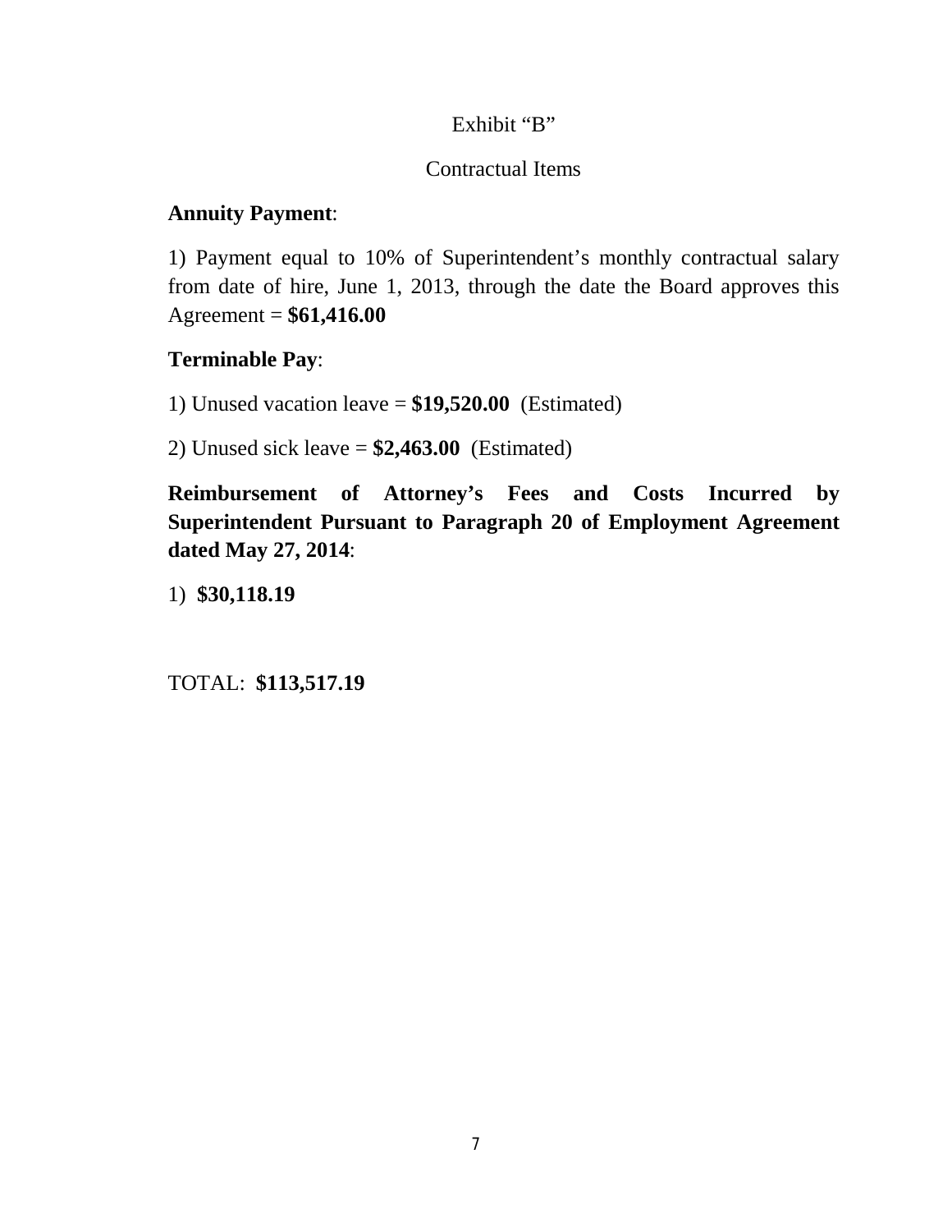Exhibit “B”

Contractual Items

**Annuity Payment**:

1) Payment equal to 10% of Superintendent’s monthly contractual salary from date of hire, June 1, 2013, through the date the Board approves this Agreement = **$61,416.00**

**Terminable Pay**:

1) Unused vacation leave = **$19,520.00** (Estimated)

2) Unused sick leave = **$2,463.00** (Estimated)

**Reimbursement of Attorney’s Fees and Costs Incurred by Superintendent Pursuant to Paragraph 20 of Employment Agreement dated May 27, 2014**:

1) **$30,118.19**

TOTAL: **$113,517.19**